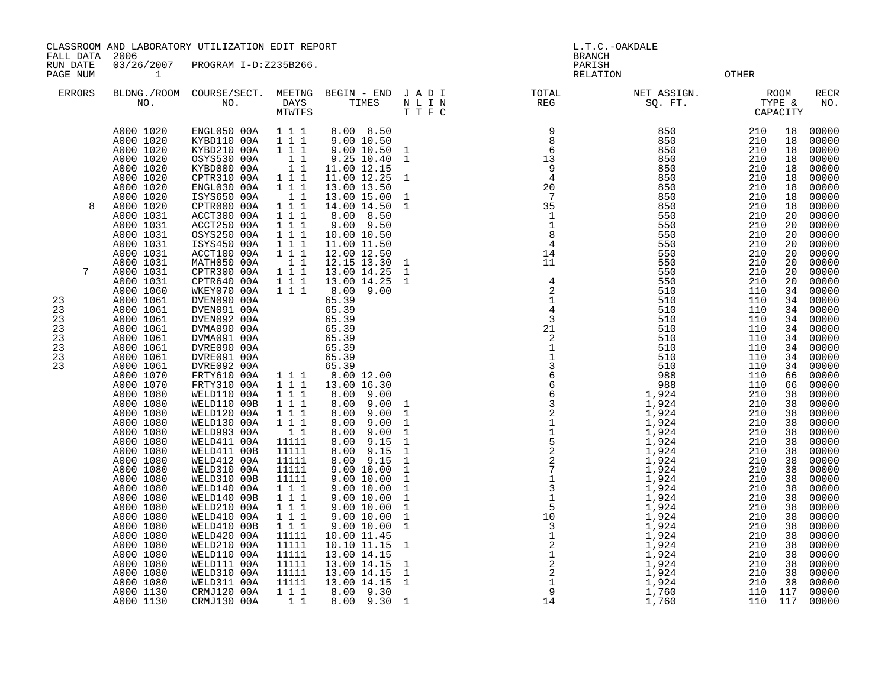CLASSROOM AND LABORATORY UTILIZATION EDIT REPORT
FALL DATA 2006
RUN DATE 03/26/2007 PROGRAM I-D:Z235B266.
PAGE NUM 1

L.T.C.-OAKDALE
BRANCH
PARISH
RELATION OTHER

| ERRORS | BLDNG./ROOM NO. | COURSE/SECT. NO. | MEETNG DAYS MTWTFS | BEGIN - END TIMES | J A D I N L I N T T F C | TOTAL REG | NET ASSIGN. SQ. FT. | ROOM TYPE & | CAPACITY | RECR NO. |
|---|---|---|---|---|---|---|---|---|---|---|
| | A000 1020 | ENGL050 00A | 1 1 1 | 8.00 8.50 | | 9 | 850 | 210 | 18 | 00000 |
| | A000 1020 | KYBD110 00A | 1 1 1 | 9.00 10.50 | | 8 | 850 | 210 | 18 | 00000 |
| | A000 1020 | KYBD210 00A | 1 1 1 | 9.00 10.50 | 1 | 6 | 850 | 210 | 18 | 00000 |
| | A000 1020 | OSYS530 00A | 1 1 | 9.25 10.40 | 1 | 13 | 850 | 210 | 18 | 00000 |
| | A000 1020 | KYBD000 00A | 1 1 | 11.00 12.15 | | 9 | 850 | 210 | 18 | 00000 |
| | A000 1020 | CPTR310 00A | 1 1 1 | 11.00 12.25 | 1 | 4 | 850 | 210 | 18 | 00000 |
| | A000 1020 | ENGL030 00A | 1 1 1 | 13.00 13.50 | | 20 | 850 | 210 | 18 | 00000 |
| | A000 1020 | ISYS650 00A | 1 1 | 13.00 15.00 | 1 | 7 | 850 | 210 | 18 | 00000 |
| 8 | A000 1020 | CPTR000 00A | 1 1 1 | 14.00 14.50 | 1 | 35 | 850 | 210 | 18 | 00000 |
| | A000 1031 | ACCT300 00A | 1 1 1 | 8.00 8.50 | | 1 | 550 | 210 | 20 | 00000 |
| | A000 1031 | ACCT250 00A | 1 1 1 | 9.00 9.50 | | 1 | 550 | 210 | 20 | 00000 |
| | A000 1031 | OSYS250 00A | 1 1 1 | 10.00 10.50 | | 8 | 550 | 210 | 20 | 00000 |
| | A000 1031 | ISYS450 00A | 1 1 1 | 11.00 11.50 | | 4 | 550 | 210 | 20 | 00000 |
| | A000 1031 | ACCT100 00A | 1 1 1 | 12.00 12.50 | | 14 | 550 | 210 | 20 | 00000 |
| | A000 1031 | MATH050 00A | 1 1 | 12.15 13.30 | 1 | 11 | 550 | 210 | 20 | 00000 |
| 7 | A000 1031 | CPTR300 00A | 1 1 1 | 13.00 14.25 | 1 | | 550 | 210 | 20 | 00000 |
| | A000 1031 | CPTR640 00A | 1 1 1 | 13.00 14.25 | 1 | 4 | 550 | 210 | 20 | 00000 |
| | A000 1060 | WKEY070 00A | 1 1 1 | 8.00 9.00 | | 2 | 510 | 110 | 34 | 00000 |
| 23 | A000 1061 | DVEN090 00A | | 65.39 | | 1 | 510 | 110 | 34 | 00000 |
| 23 | A000 1061 | DVEN091 00A | | 65.39 | | 4 | 510 | 110 | 34 | 00000 |
| 23 | A000 1061 | DVEN092 00A | | 65.39 | | 3 | 510 | 110 | 34 | 00000 |
| 23 | A000 1061 | DVMA090 00A | | 65.39 | | 21 | 510 | 110 | 34 | 00000 |
| 23 | A000 1061 | DVMA091 00A | | 65.39 | | 2 | 510 | 110 | 34 | 00000 |
| 23 | A000 1061 | DVRE090 00A | | 65.39 | | 1 | 510 | 110 | 34 | 00000 |
| 23 | A000 1061 | DVRE091 00A | | 65.39 | | 1 | 510 | 110 | 34 | 00000 |
| 23 | A000 1061 | DVRE092 00A | | 65.39 | | 3 | 510 | 110 | 34 | 00000 |
| | A000 1070 | FRTY610 00A | 1 1 1 | 8.00 12.00 | | 6 | 988 | 110 | 66 | 00000 |
| | A000 1070 | FRTY310 00A | 1 1 1 | 13.00 16.30 | | 6 | 988 | 110 | 66 | 00000 |
| | A000 1080 | WELD110 00A | 1 1 1 | 8.00 9.00 | | 6 | 1,924 | 210 | 38 | 00000 |
| | A000 1080 | WELD110 00B | 1 1 1 | 8.00 9.00 | 1 | 3 | 1,924 | 210 | 38 | 00000 |
| | A000 1080 | WELD120 00A | 1 1 1 | 8.00 9.00 | 1 | 2 | 1,924 | 210 | 38 | 00000 |
| | A000 1080 | WELD130 00A | 1 1 1 | 8.00 9.00 | 1 | 1 | 1,924 | 210 | 38 | 00000 |
| | A000 1080 | WELD993 00A | 1 1 | 8.00 9.00 | 1 | 1 | 1,924 | 210 | 38 | 00000 |
| | A000 1080 | WELD411 00A | 11111 | 8.00 9.15 | 1 | 5 | 1,924 | 210 | 38 | 00000 |
| | A000 1080 | WELD411 00B | 11111 | 8.00 9.15 | 1 | 2 | 1,924 | 210 | 38 | 00000 |
| | A000 1080 | WELD412 00A | 11111 | 8.00 9.15 | 1 | 2 | 1,924 | 210 | 38 | 00000 |
| | A000 1080 | WELD310 00A | 11111 | 9.00 10.00 | 1 | 7 | 1,924 | 210 | 38 | 00000 |
| | A000 1080 | WELD310 00B | 11111 | 9.00 10.00 | 1 | 1 | 1,924 | 210 | 38 | 00000 |
| | A000 1080 | WELD140 00A | 1 1 1 | 9.00 10.00 | 1 | 3 | 1,924 | 210 | 38 | 00000 |
| | A000 1080 | WELD140 00B | 1 1 1 | 9.00 10.00 | 1 | 1 | 1,924 | 210 | 38 | 00000 |
| | A000 1080 | WELD210 00A | 1 1 1 | 9.00 10.00 | 1 | 5 | 1,924 | 210 | 38 | 00000 |
| | A000 1080 | WELD410 00A | 1 1 1 | 9.00 10.00 | 1 | 10 | 1,924 | 210 | 38 | 00000 |
| | A000 1080 | WELD410 00B | 1 1 1 | 9.00 10.00 | 1 | 3 | 1,924 | 210 | 38 | 00000 |
| | A000 1080 | WELD420 00A | 11111 | 10.00 11.45 | | 1 | 1,924 | 210 | 38 | 00000 |
| | A000 1080 | WELD210 00A | 11111 | 10.10 11.15 | 1 | 2 | 1,924 | 210 | 38 | 00000 |
| | A000 1080 | WELD110 00A | 11111 | 13.00 14.15 | | 1 | 1,924 | 210 | 38 | 00000 |
| | A000 1080 | WELD111 00A | 11111 | 13.00 14.15 | 1 | 2 | 1,924 | 210 | 38 | 00000 |
| | A000 1080 | WELD310 00A | 11111 | 13.00 14.15 | 1 | 2 | 1,924 | 210 | 38 | 00000 |
| | A000 1080 | WELD311 00A | 11111 | 13.00 14.15 | 1 | 1 | 1,924 | 210 | 38 | 00000 |
| | A000 1130 | CRMJ120 00A | 1 1 1 | 8.00 9.30 | | 9 | 1,760 | 110 | 117 | 00000 |
| | A000 1130 | CRMJ130 00A | 1 1 | 8.00 9.30 | 1 | 14 | 1,760 | 110 | 117 | 00000 |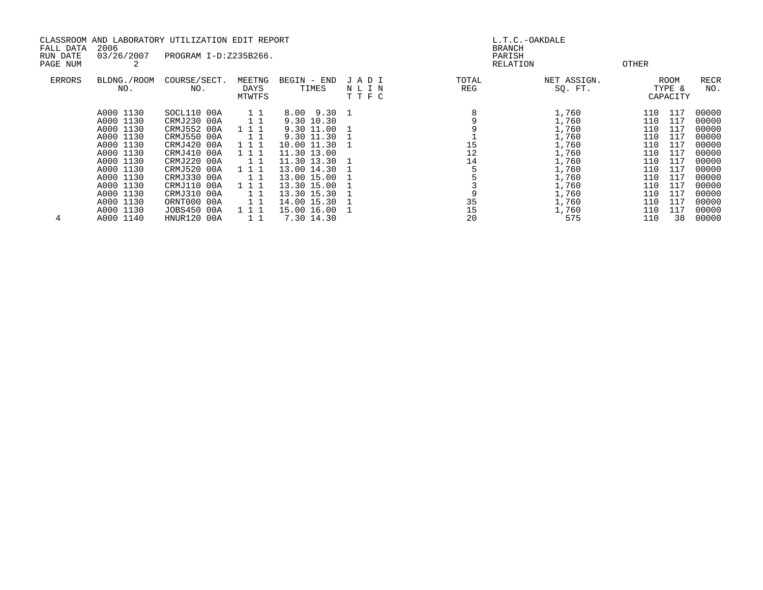CLASSROOM AND LABORATORY UTILIZATION EDIT REPORT
FALL DATA 2006
RUN DATE 03/26/2007 PROGRAM I-D:Z235B266.
PAGE NUM 2

L.T.C.-OAKDALE
BRANCH
PARISH
RELATION OTHER

| ERRORS | BLDNG./ROOM NO. | COURSE/SECT. NO. | MEETNG DAYS MTWTFS | BEGIN - END TIMES | JNT | ALT | DIF | INC | TOTAL REG | NET ASSIGN. SQ. FT. | ROOM TYPE & CAPACITY | RECR NO. |
|---|---|---|---|---|---|---|---|---|---|---|---|---|
| | A000 1130 | SOCL110 00A | 1 1 | 8.00 9.30 | 1 | | | | 8 | 1,760 | 110 117 | 00000 |
| | A000 1130 | CRMJ230 00A | 1 1 | 9.30 10.30 | | | | | 9 | 1,760 | 110 117 | 00000 |
| | A000 1130 | CRMJ552 00A | 1 1 1 | 9.30 11.00 | 1 | | | | 9 | 1,760 | 110 117 | 00000 |
| | A000 1130 | CRMJ550 00A | 1 1 | 9.30 11.30 | 1 | | | | 1 | 1,760 | 110 117 | 00000 |
| | A000 1130 | CRMJ420 00A | 1 1 1 | 10.00 11.30 | 1 | | | | 15 | 1,760 | 110 117 | 00000 |
| | A000 1130 | CRMJ410 00A | 1 1 1 | 11.30 13.00 | | | | | 12 | 1,760 | 110 117 | 00000 |
| | A000 1130 | CRMJ220 00A | 1 1 | 11.30 13.30 | 1 | | | | 14 | 1,760 | 110 117 | 00000 |
| | A000 1130 | CRMJ520 00A | 1 1 1 | 13.00 14.30 | 1 | | | | 5 | 1,760 | 110 117 | 00000 |
| | A000 1130 | CRMJ330 00A | 1 1 | 13.00 15.00 | 1 | | | | 5 | 1,760 | 110 117 | 00000 |
| | A000 1130 | CRMJ110 00A | 1 1 1 | 13.30 15.00 | 1 | | | | 3 | 1,760 | 110 117 | 00000 |
| | A000 1130 | CRMJ310 00A | 1 1 | 13.30 15.30 | 1 | | | | 9 | 1,760 | 110 117 | 00000 |
| | A000 1130 | ORNT000 00A | 1 1 | 14.00 15.30 | 1 | | | | 35 | 1,760 | 110 117 | 00000 |
| | A000 1130 | JOBS450 00A | 1 1 1 | 15.00 16.00 | 1 | | | | 15 | 1,760 | 110 117 | 00000 |
| 4 | A000 1140 | HNUR120 00A | 1 1 | 7.30 14.30 | | | | | 20 | 575 | 110 38 | 00000 |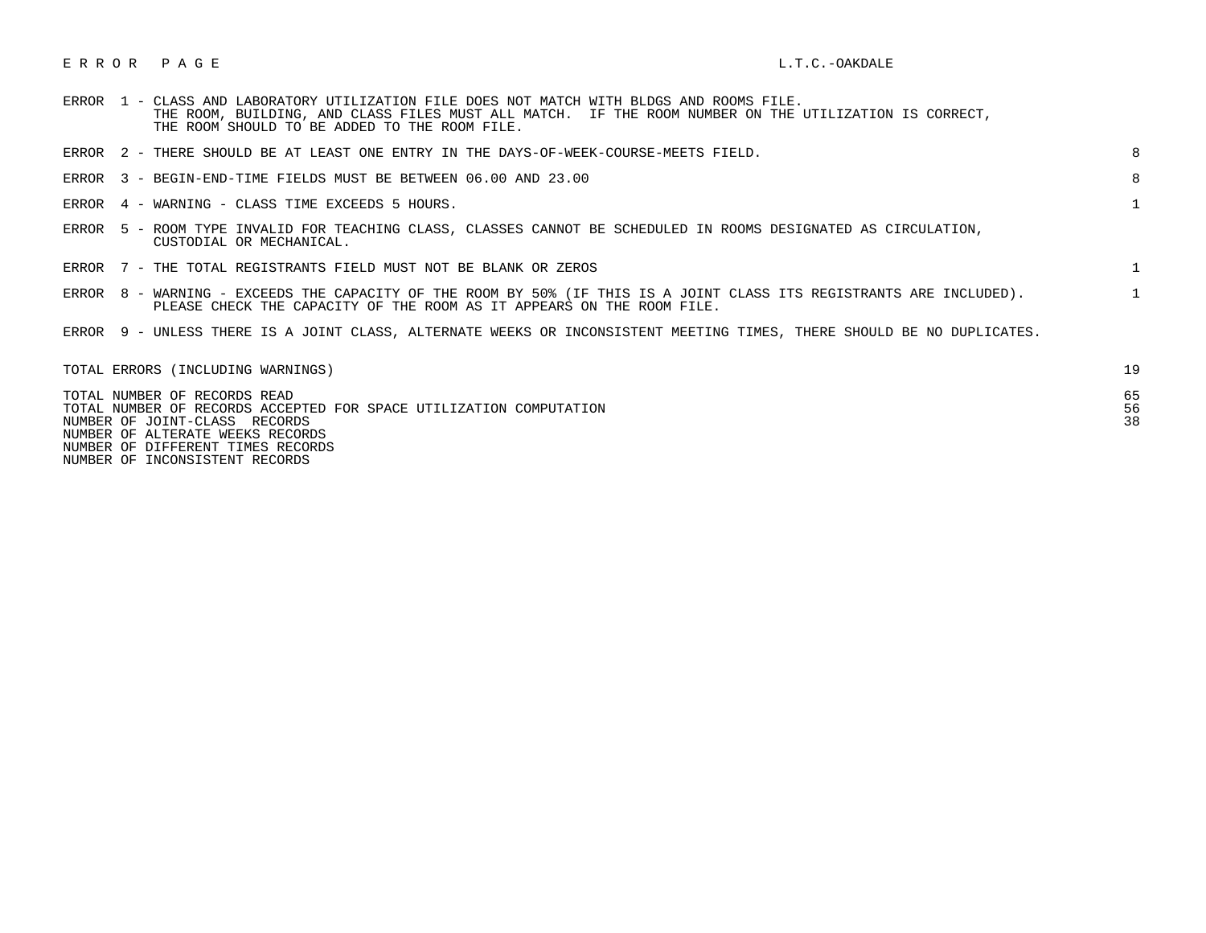# E R R O R   P A G E

L.T.C.-OAKDALE

| Error | Description | Count |
|---|---|---|
| ERROR 1 | CLASS AND LABORATORY UTILIZATION FILE DOES NOT MATCH WITH BLDGS AND ROOMS FILE. THE ROOM, BUILDING, AND CLASS FILES MUST ALL MATCH. IF THE ROOM NUMBER ON THE UTILIZATION IS CORRECT, THE ROOM SHOULD TO BE ADDED TO THE ROOM FILE. | |
| ERROR 2 | THERE SHOULD BE AT LEAST ONE ENTRY IN THE DAYS-OF-WEEK-COURSE-MEETS FIELD. | 8 |
| ERROR 3 | BEGIN-END-TIME FIELDS MUST BE BETWEEN 06.00 AND 23.00 | 8 |
| ERROR 4 | WARNING - CLASS TIME EXCEEDS 5 HOURS. | 1 |
| ERROR 5 | ROOM TYPE INVALID FOR TEACHING CLASS, CLASSES CANNOT BE SCHEDULED IN ROOMS DESIGNATED AS CIRCULATION, CUSTODIAL OR MECHANICAL. | |
| ERROR 7 | THE TOTAL REGISTRANTS FIELD MUST NOT BE BLANK OR ZEROS | 1 |
| ERROR 8 | WARNING - EXCEEDS THE CAPACITY OF THE ROOM BY 50% (IF THIS IS A JOINT CLASS ITS REGISTRANTS ARE INCLUDED). PLEASE CHECK THE CAPACITY OF THE ROOM AS IT APPEARS ON THE ROOM FILE. | 1 |
| ERROR 9 | UNLESS THERE IS A JOINT CLASS, ALTERNATE WEEKS OR INCONSISTENT MEETING TIMES, THERE SHOULD BE NO DUPLICATES. | |

| Summary | Count |
|---|---|
| TOTAL ERRORS (INCLUDING WARNINGS) | 19 |
| TOTAL NUMBER OF RECORDS READ | 65 |
| TOTAL NUMBER OF RECORDS ACCEPTED FOR SPACE UTILIZATION COMPUTATION | 56 |
| NUMBER OF JOINT-CLASS RECORDS | 38 |
| NUMBER OF ALTERNATE WEEKS RECORDS | |
| NUMBER OF DIFFERENT TIMES RECORDS | |
| NUMBER OF INCONSISTENT RECORDS | |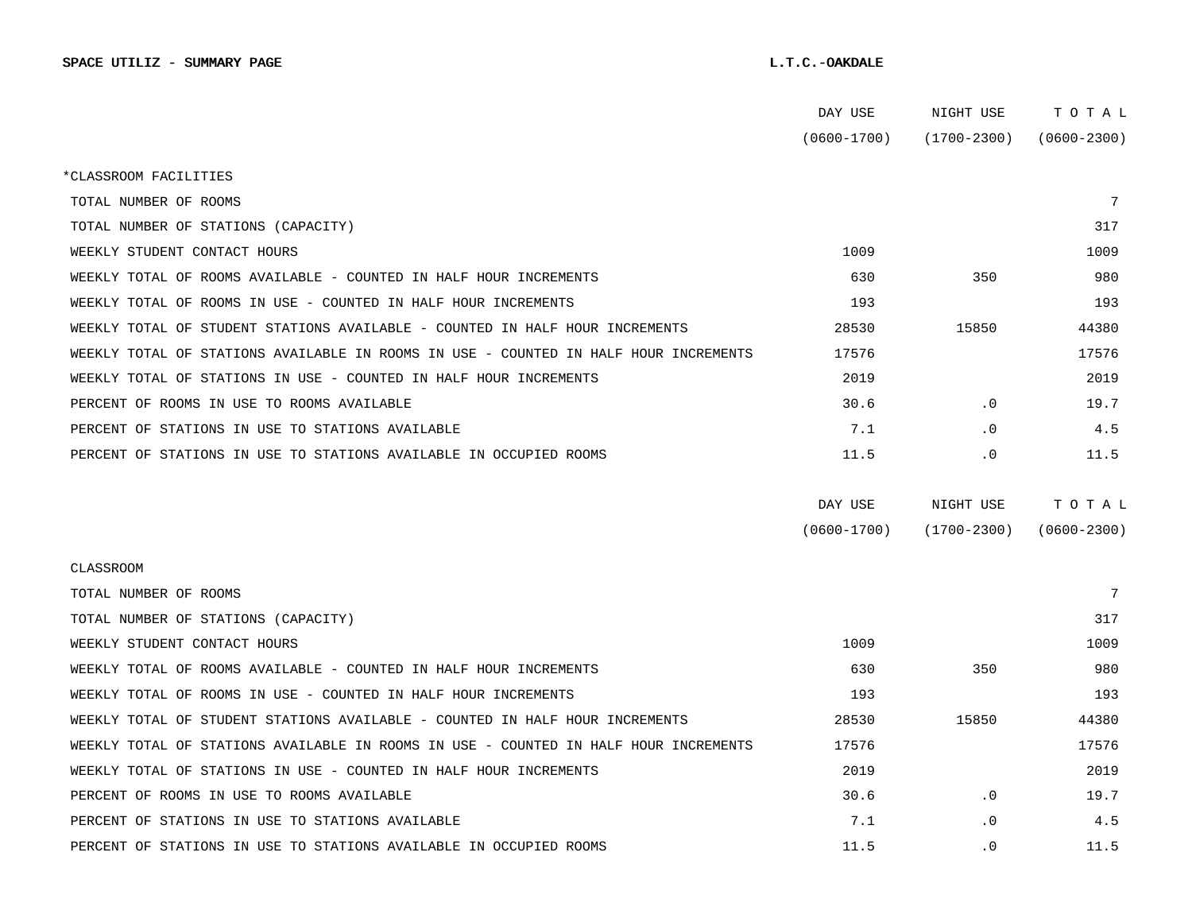**SPACE UTILIZ - SUMMARY PAGE** **L.T.C.-OAKDALE**

| | DAY USE (0600-1700) | NIGHT USE (1700-2300) | T O T A L (0600-2300) |
|---|---|---|---|
| *CLASSROOM FACILITIES | | | |
| TOTAL NUMBER OF ROOMS | | | 7 |
| TOTAL NUMBER OF STATIONS (CAPACITY) | | | 317 |
| WEEKLY STUDENT CONTACT HOURS | 1009 | | 1009 |
| WEEKLY TOTAL OF ROOMS AVAILABLE - COUNTED IN HALF HOUR INCREMENTS | 630 | 350 | 980 |
| WEEKLY TOTAL OF ROOMS IN USE - COUNTED IN HALF HOUR INCREMENTS | 193 | | 193 |
| WEEKLY TOTAL OF STUDENT STATIONS AVAILABLE - COUNTED IN HALF HOUR INCREMENTS | 28530 | 15850 | 44380 |
| WEEKLY TOTAL OF STATIONS AVAILABLE IN ROOMS IN USE - COUNTED IN HALF HOUR INCREMENTS | 17576 | | 17576 |
| WEEKLY TOTAL OF STATIONS IN USE - COUNTED IN HALF HOUR INCREMENTS | 2019 | | 2019 |
| PERCENT OF ROOMS IN USE TO ROOMS AVAILABLE | 30.6 | .0 | 19.7 |
| PERCENT OF STATIONS IN USE TO STATIONS AVAILABLE | 7.1 | .0 | 4.5 |
| PERCENT OF STATIONS IN USE TO STATIONS AVAILABLE IN OCCUPIED ROOMS | 11.5 | .0 | 11.5 |

| | DAY USE (0600-1700) | NIGHT USE (1700-2300) | T O T A L (0600-2300) |
|---|---|---|---|
| CLASSROOM | | | |
| TOTAL NUMBER OF ROOMS | | | 7 |
| TOTAL NUMBER OF STATIONS (CAPACITY) | | | 317 |
| WEEKLY STUDENT CONTACT HOURS | 1009 | | 1009 |
| WEEKLY TOTAL OF ROOMS AVAILABLE - COUNTED IN HALF HOUR INCREMENTS | 630 | 350 | 980 |
| WEEKLY TOTAL OF ROOMS IN USE - COUNTED IN HALF HOUR INCREMENTS | 193 | | 193 |
| WEEKLY TOTAL OF STUDENT STATIONS AVAILABLE - COUNTED IN HALF HOUR INCREMENTS | 28530 | 15850 | 44380 |
| WEEKLY TOTAL OF STATIONS AVAILABLE IN ROOMS IN USE - COUNTED IN HALF HOUR INCREMENTS | 17576 | | 17576 |
| WEEKLY TOTAL OF STATIONS IN USE - COUNTED IN HALF HOUR INCREMENTS | 2019 | | 2019 |
| PERCENT OF ROOMS IN USE TO ROOMS AVAILABLE | 30.6 | .0 | 19.7 |
| PERCENT OF STATIONS IN USE TO STATIONS AVAILABLE | 7.1 | .0 | 4.5 |
| PERCENT OF STATIONS IN USE TO STATIONS AVAILABLE IN OCCUPIED ROOMS | 11.5 | .0 | 11.5 |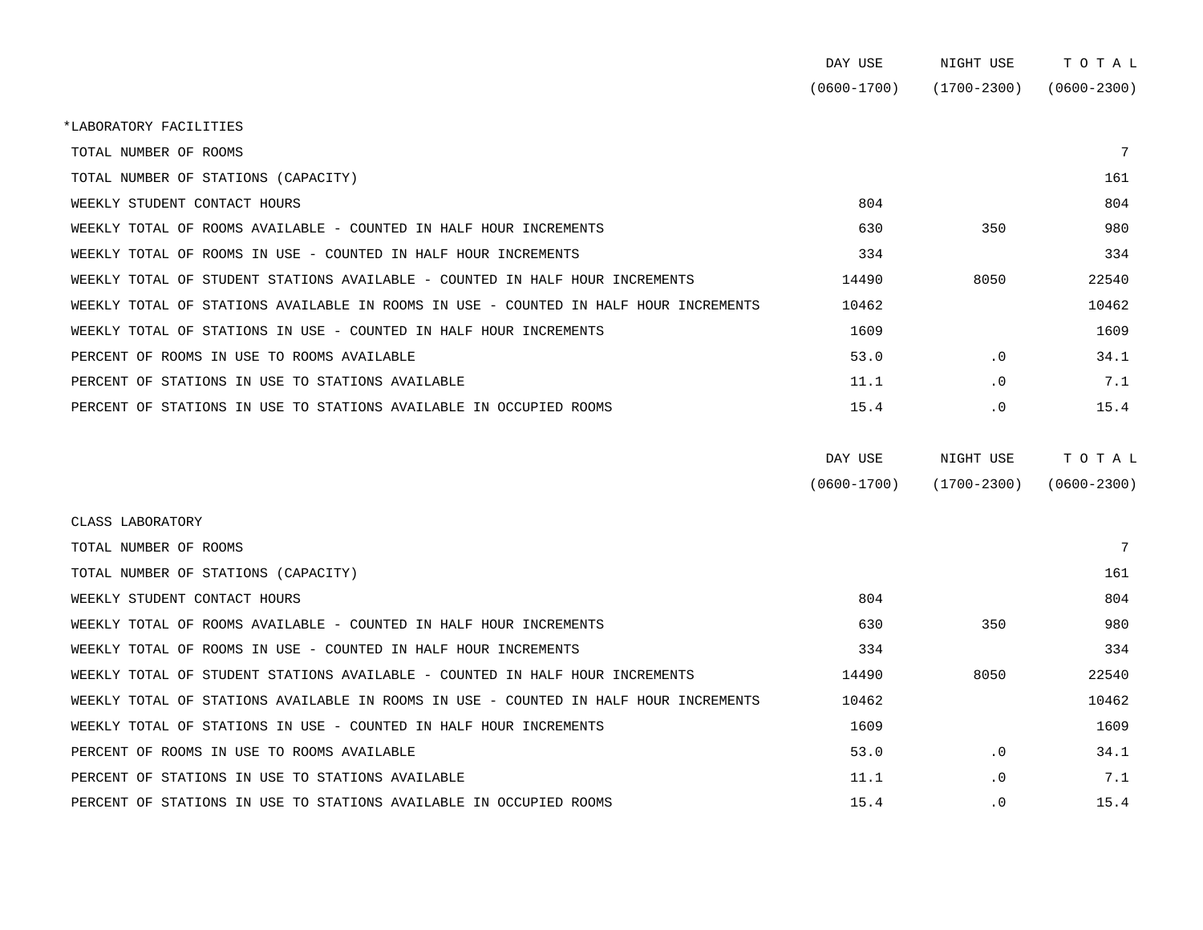| | DAY USE (0600-1700) | NIGHT USE (1700-2300) | T O T A L (0600-2300) |
|---|---|---|---|
| *LABORATORY FACILITIES | | | |
| TOTAL NUMBER OF ROOMS | | | 7 |
| TOTAL NUMBER OF STATIONS (CAPACITY) | | | 161 |
| WEEKLY STUDENT CONTACT HOURS | 804 | | 804 |
| WEEKLY TOTAL OF ROOMS AVAILABLE - COUNTED IN HALF HOUR INCREMENTS | 630 | 350 | 980 |
| WEEKLY TOTAL OF ROOMS IN USE - COUNTED IN HALF HOUR INCREMENTS | 334 | | 334 |
| WEEKLY TOTAL OF STUDENT STATIONS AVAILABLE - COUNTED IN HALF HOUR INCREMENTS | 14490 | 8050 | 22540 |
| WEEKLY TOTAL OF STATIONS AVAILABLE IN ROOMS IN USE - COUNTED IN HALF HOUR INCREMENTS | 10462 | | 10462 |
| WEEKLY TOTAL OF STATIONS IN USE - COUNTED IN HALF HOUR INCREMENTS | 1609 | | 1609 |
| PERCENT OF ROOMS IN USE TO ROOMS AVAILABLE | 53.0 | .0 | 34.1 |
| PERCENT OF STATIONS IN USE TO STATIONS AVAILABLE | 11.1 | .0 | 7.1 |
| PERCENT OF STATIONS IN USE TO STATIONS AVAILABLE IN OCCUPIED ROOMS | 15.4 | .0 | 15.4 |

| | DAY USE (0600-1700) | NIGHT USE (1700-2300) | T O T A L (0600-2300) |
|---|---|---|---|
| CLASS LABORATORY | | | |
| TOTAL NUMBER OF ROOMS | | | 7 |
| TOTAL NUMBER OF STATIONS (CAPACITY) | | | 161 |
| WEEKLY STUDENT CONTACT HOURS | 804 | | 804 |
| WEEKLY TOTAL OF ROOMS AVAILABLE - COUNTED IN HALF HOUR INCREMENTS | 630 | 350 | 980 |
| WEEKLY TOTAL OF ROOMS IN USE - COUNTED IN HALF HOUR INCREMENTS | 334 | | 334 |
| WEEKLY TOTAL OF STUDENT STATIONS AVAILABLE - COUNTED IN HALF HOUR INCREMENTS | 14490 | 8050 | 22540 |
| WEEKLY TOTAL OF STATIONS AVAILABLE IN ROOMS IN USE - COUNTED IN HALF HOUR INCREMENTS | 10462 | | 10462 |
| WEEKLY TOTAL OF STATIONS IN USE - COUNTED IN HALF HOUR INCREMENTS | 1609 | | 1609 |
| PERCENT OF ROOMS IN USE TO ROOMS AVAILABLE | 53.0 | .0 | 34.1 |
| PERCENT OF STATIONS IN USE TO STATIONS AVAILABLE | 11.1 | .0 | 7.1 |
| PERCENT OF STATIONS IN USE TO STATIONS AVAILABLE IN OCCUPIED ROOMS | 15.4 | .0 | 15.4 |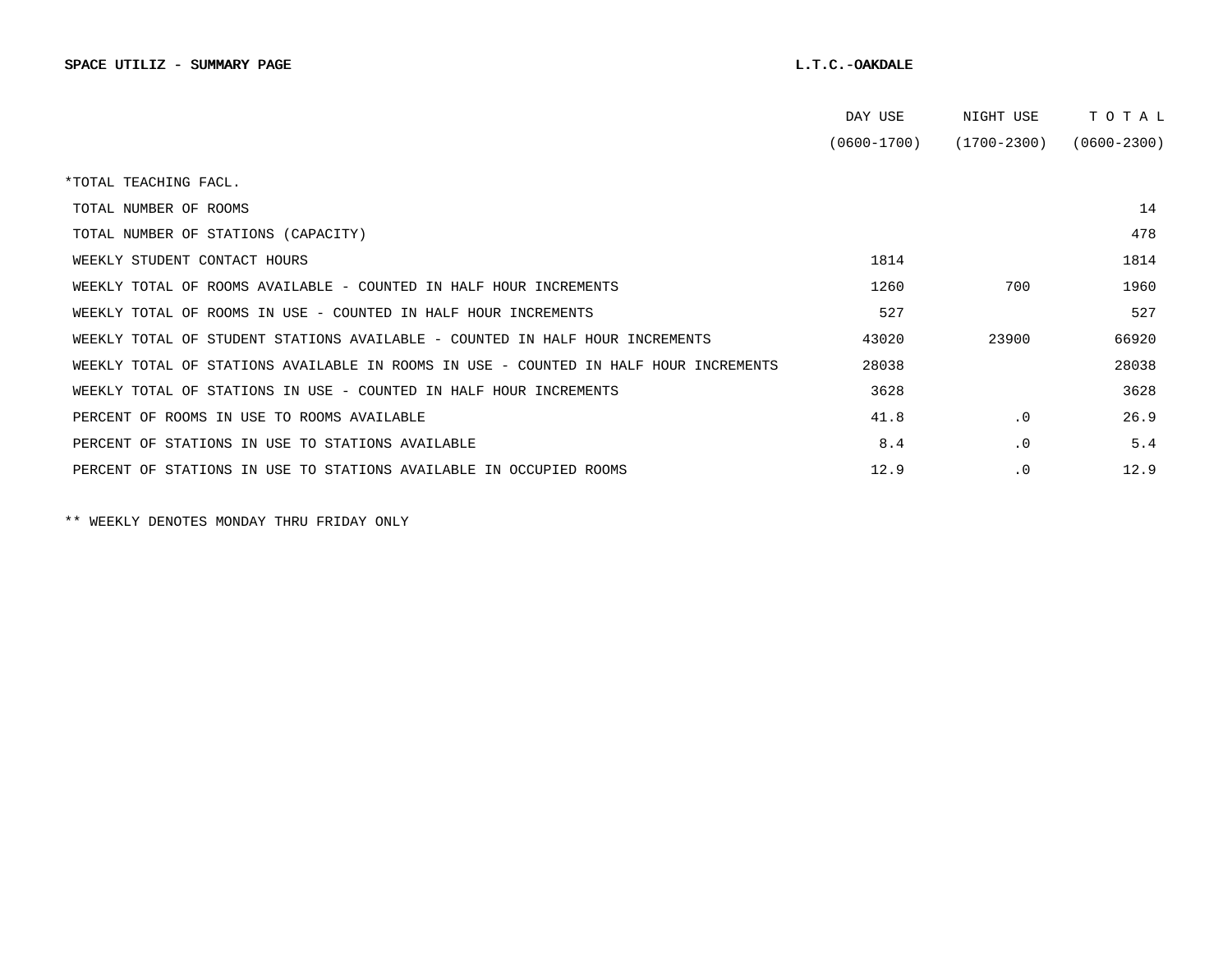**SPACE UTILIZ - SUMMARY PAGE** **L.T.C.-OAKDALE**

| | DAY USE (0600-1700) | NIGHT USE (1700-2300) | T O T A L (0600-2300) |
|---|---|---|---|
| *TOTAL TEACHING FACL. | | | |
| TOTAL NUMBER OF ROOMS | | | 14 |
| TOTAL NUMBER OF STATIONS (CAPACITY) | | | 478 |
| WEEKLY STUDENT CONTACT HOURS | 1814 | | 1814 |
| WEEKLY TOTAL OF ROOMS AVAILABLE - COUNTED IN HALF HOUR INCREMENTS | 1260 | 700 | 1960 |
| WEEKLY TOTAL OF ROOMS IN USE - COUNTED IN HALF HOUR INCREMENTS | 527 | | 527 |
| WEEKLY TOTAL OF STUDENT STATIONS AVAILABLE - COUNTED IN HALF HOUR INCREMENTS | 43020 | 23900 | 66920 |
| WEEKLY TOTAL OF STATIONS AVAILABLE IN ROOMS IN USE - COUNTED IN HALF HOUR INCREMENTS | 28038 | | 28038 |
| WEEKLY TOTAL OF STATIONS IN USE - COUNTED IN HALF HOUR INCREMENTS | 3628 | | 3628 |
| PERCENT OF ROOMS IN USE TO ROOMS AVAILABLE | 41.8 | .0 | 26.9 |
| PERCENT OF STATIONS IN USE TO STATIONS AVAILABLE | 8.4 | .0 | 5.4 |
| PERCENT OF STATIONS IN USE TO STATIONS AVAILABLE IN OCCUPIED ROOMS | 12.9 | .0 | 12.9 |

** WEEKLY DENOTES MONDAY THRU FRIDAY ONLY